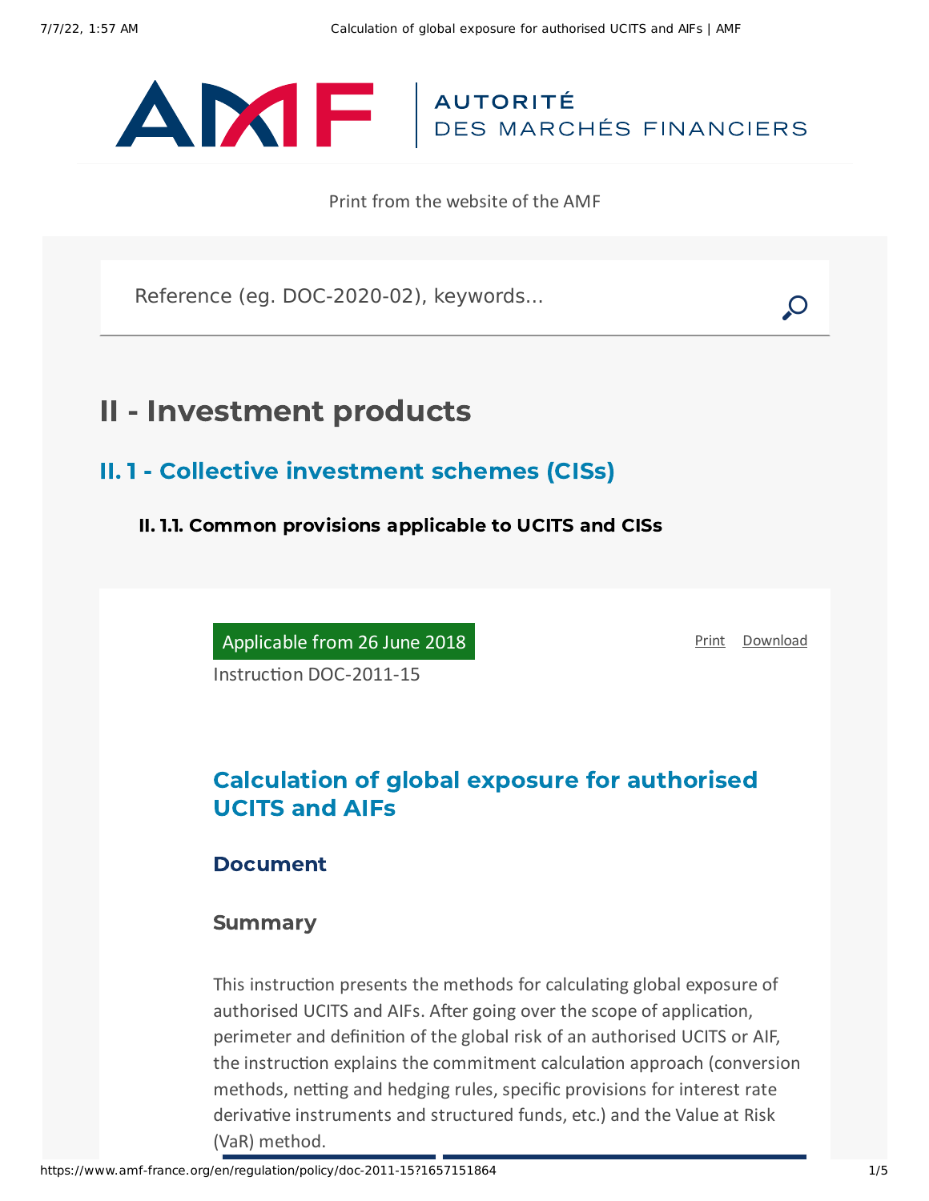Print from the website of the AMF

# II - Investment products

## II. 1 - Collective investment schemes (CISs)

### II. 1.1. Common provisions applicable to UCITS and CISs

Applicable from 26 June 2018

Instruction DOC-2011-15

## Calculation of global exposure for authorised UCITS and AIFs

### Document

### Summary

This instruction presents the methods for calculating global exposure of authorised UCITS and AIFs. After going over the scope of application, perimeter and definition of the global risk of an authorised UCITS or AIF, the instruction explains the commitment calculation approach (conversion methods, netting and hedging rules, specific provisions for interest rate derivative instruments and structured funds, etc.) and the Value at Risk (VaR) method.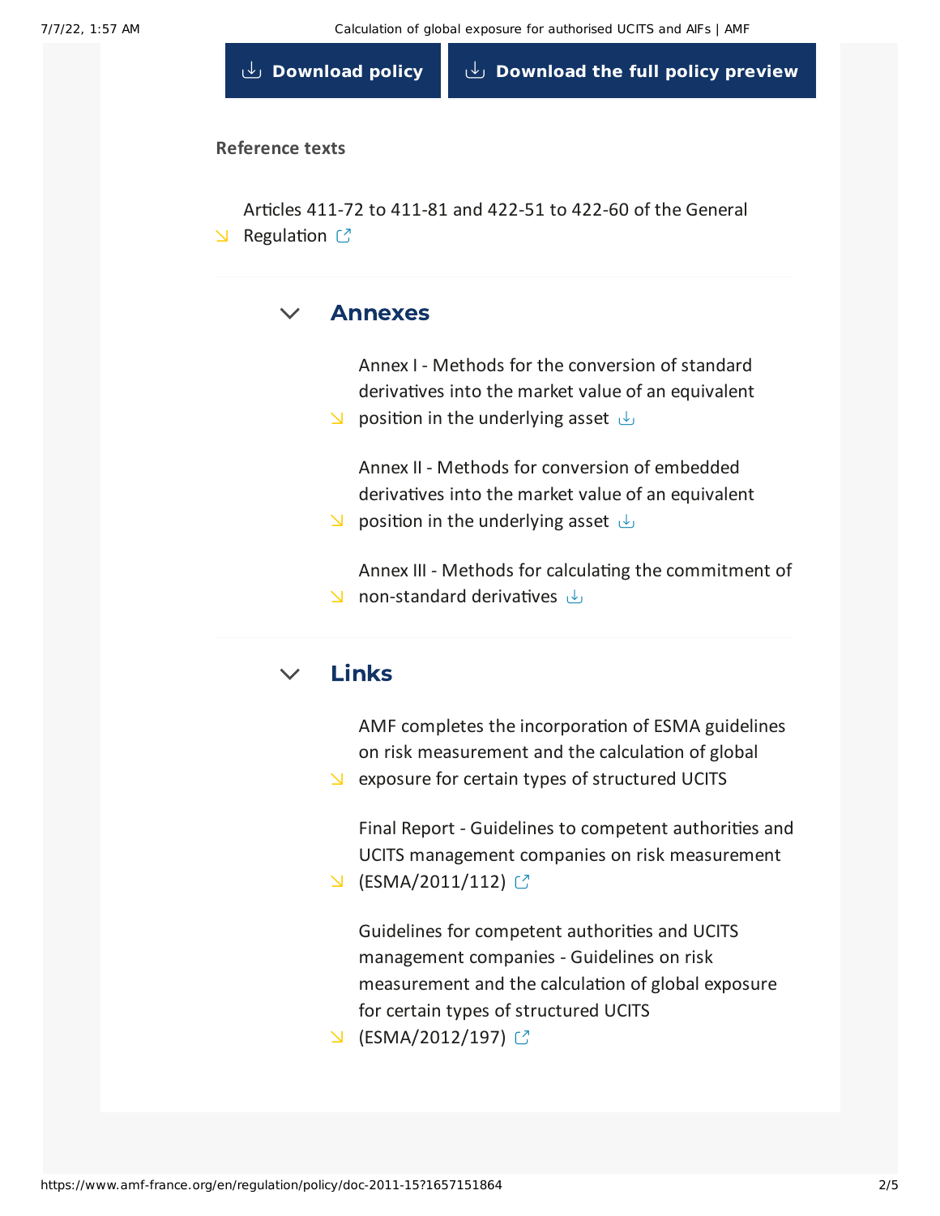Download policy

Download the full policy preview

**Reference texts**

- Articles 411-72 to 411-81 and 422-51 to 422-60 of the General Regulation

## Annexes

- Annex I - Methods for the conversion of standard derivatives into the market value of an equivalent position in the underlying asset
- Annex II - Methods for conversion of embedded derivatives into the market value of an equivalent position in the underlying asset
- Annex III - Methods for calculating the commitment of non-standard derivatives

## Links

- AMF completes the incorporation of ESMA guidelines on risk measurement and the calculation of global exposure for certain types of structured UCITS
- Final Report - Guidelines to competent authorities and UCITS management companies on risk measurement (ESMA/2011/112)
- Guidelines for competent authorities and UCITS management companies - Guidelines on risk measurement and the calculation of global exposure for certain types of structured UCITS (ESMA/2012/197)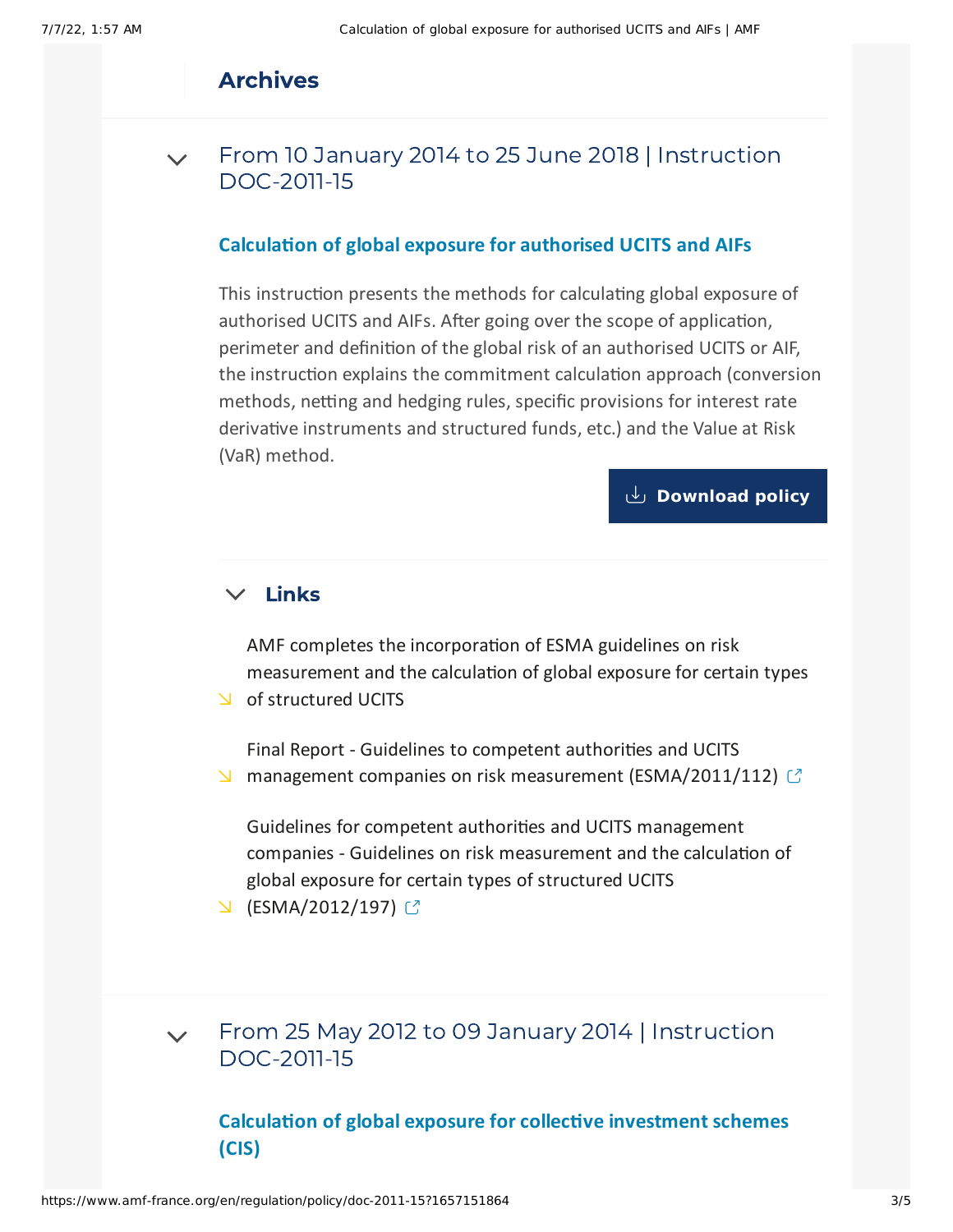## Archives

### From 10 January 2014 to 25 June 2018 | Instruction DOC-2011-15

**Calculation of global exposure for authorised UCITS and AIFs**

This instruction presents the methods for calculating global exposure of authorised UCITS and AIFs. After going over the scope of application, perimeter and definition of the global risk of an authorised UCITS or AIF, the instruction explains the commitment calculation approach (conversion methods, netting and hedging rules, specific provisions for interest rate derivative instruments and structured funds, etc.) and the Value at Risk (VaR) method.

Download policy

#### Links

- AMF completes the incorporation of ESMA guidelines on risk measurement and the calculation of global exposure for certain types of structured UCITS
- Final Report - Guidelines to competent authorities and UCITS management companies on risk measurement (ESMA/2011/112)
- Guidelines for competent authorities and UCITS management companies - Guidelines on risk measurement and the calculation of global exposure for certain types of structured UCITS (ESMA/2012/197)

### From 25 May 2012 to 09 January 2014 | Instruction DOC-2011-15

**Calculation of global exposure for collective investment schemes (CIS)**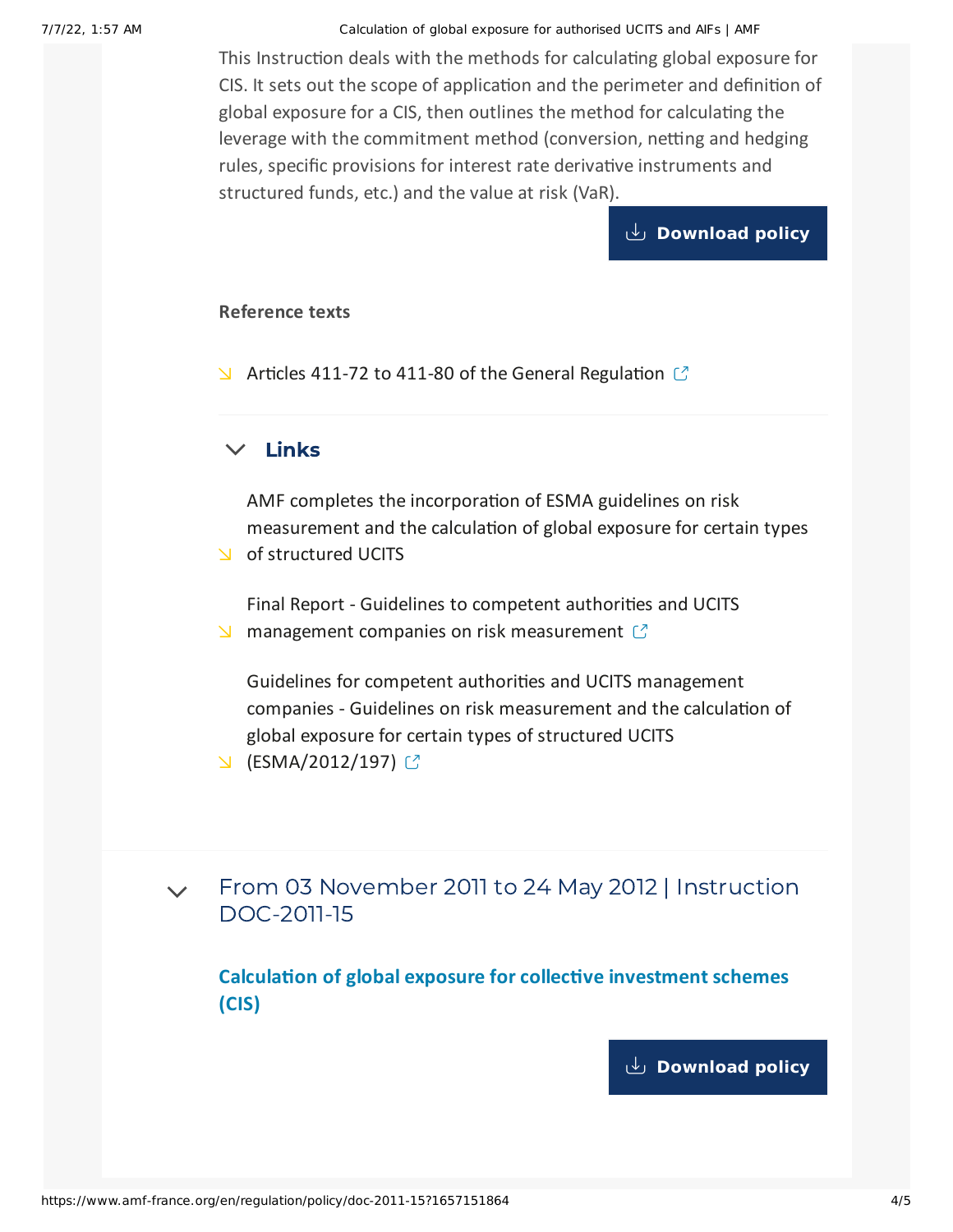This Instruction deals with the methods for calculating global exposure for CIS. It sets out the scope of application and the perimeter and definition of global exposure for a CIS, then outlines the method for calculating the leverage with the commitment method (conversion, netting and hedging rules, specific provisions for interest rate derivative instruments and structured funds, etc.) and the value at risk (VaR).

**Download policy**

**Reference texts**

- Articles 411-72 to 411-80 of the General Regulation

### Links

- AMF completes the incorporation of ESMA guidelines on risk measurement and the calculation of global exposure for certain types of structured UCITS
- Final Report - Guidelines to competent authorities and UCITS management companies on risk measurement
- Guidelines for competent authorities and UCITS management companies - Guidelines on risk measurement and the calculation of global exposure for certain types of structured UCITS (ESMA/2012/197)

## From 03 November 2011 to 24 May 2012 | Instruction DOC-2011-15

**Calculation of global exposure for collective investment schemes (CIS)**

**Download policy**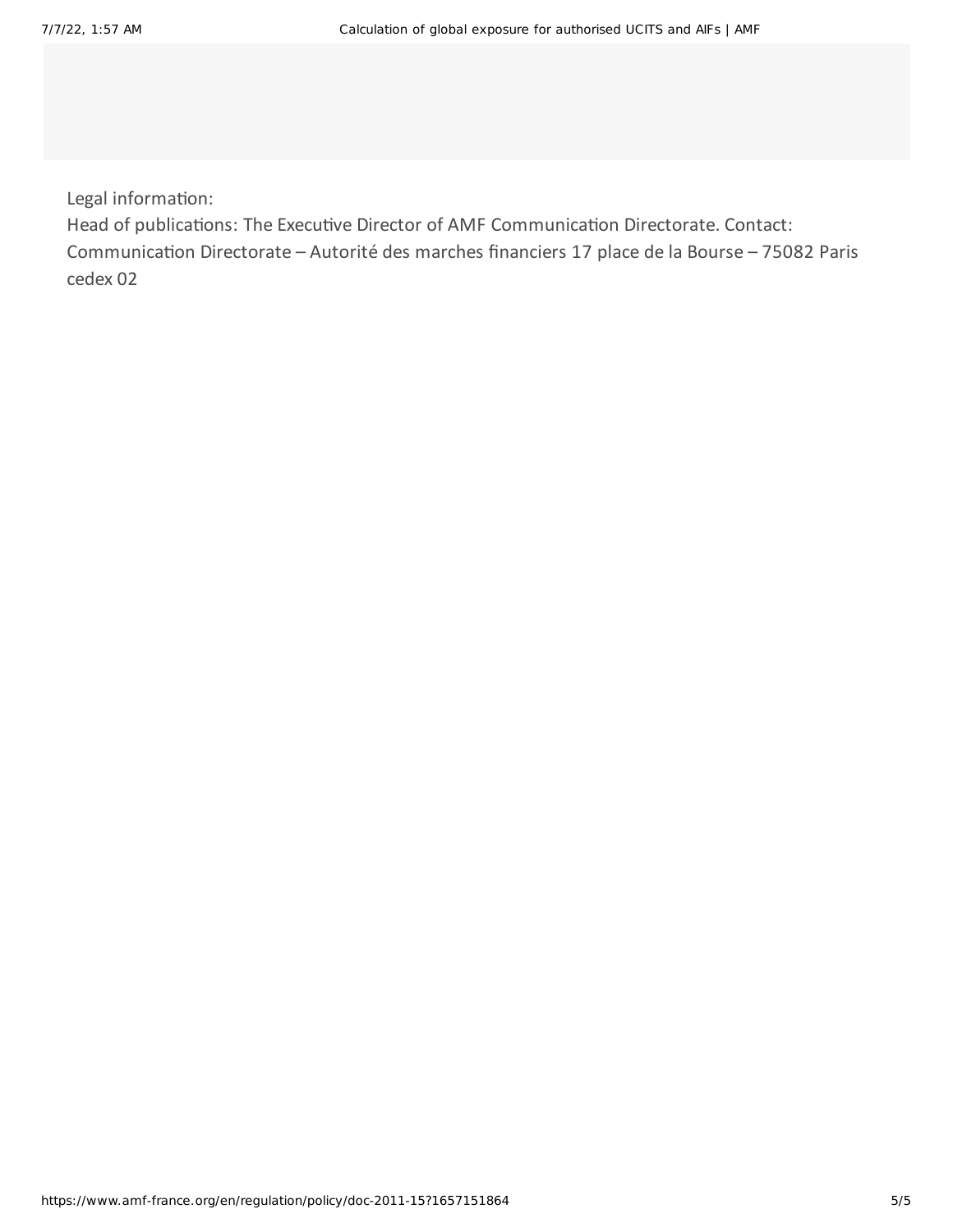Legal information:

Head of publications: The Executive Director of AMF Communication Directorate. Contact: Communication Directorate – Autorité des marches financiers 17 place de la Bourse – 75082 Paris cedex 02